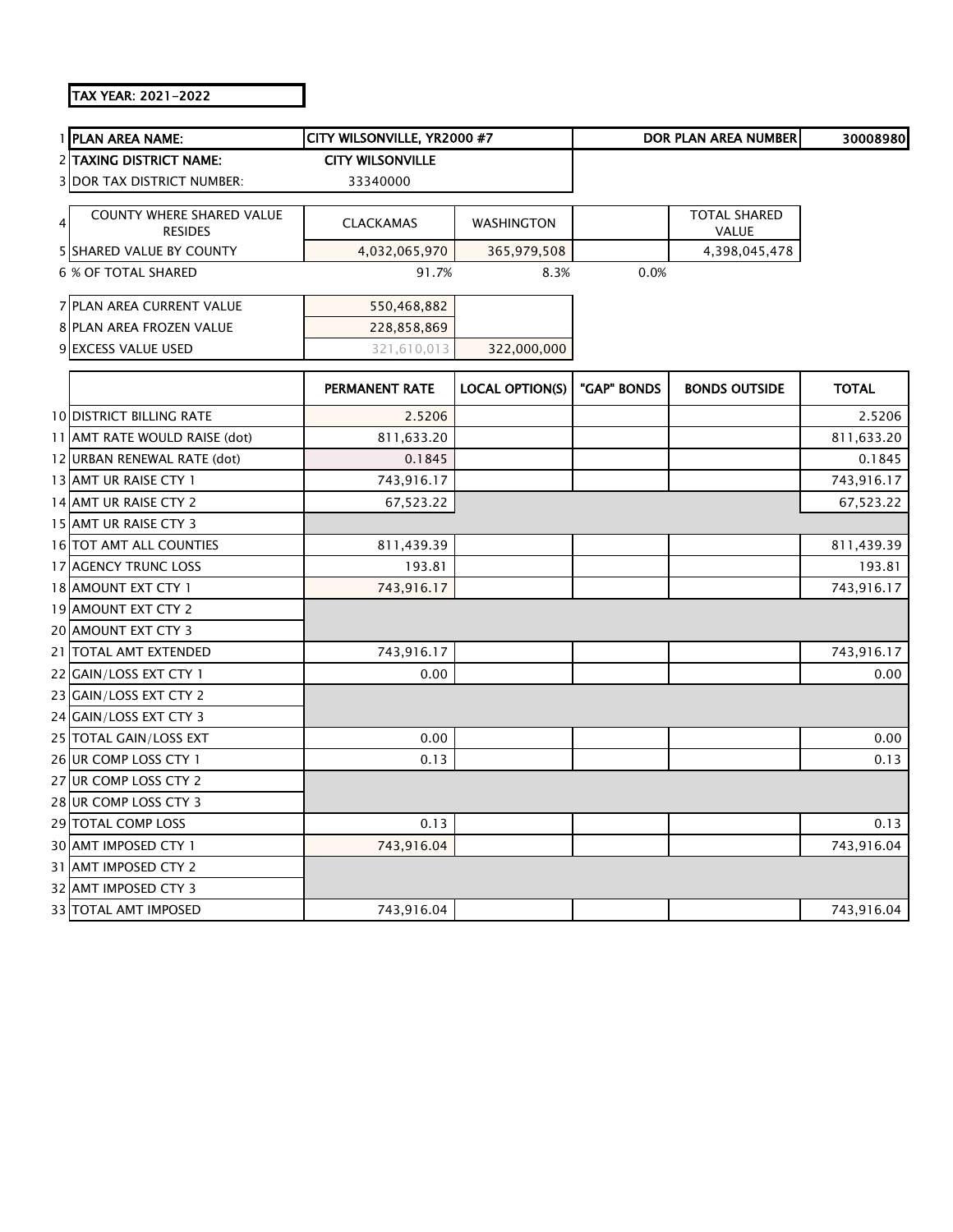TAX YEAR: 2021-2022

| # | | | | | | |
|---|---|---|---|---|---|---|
| 1 | PLAN AREA NAME: | CITY WILSONVILLE, YR2000 #7 | | | DOR PLAN AREA NUMBER | 30008980 |
| 2 | TAXING DISTRICT NAME: | CITY WILSONVILLE | | | | |
| 3 | DOR TAX DISTRICT NUMBER: | 33340000 | | | | |
| 4 | COUNTY WHERE SHARED VALUE RESIDES | CLACKAMAS | WASHINGTON | | TOTAL SHARED VALUE | |
| 5 | SHARED VALUE BY COUNTY | 4,032,065,970 | 365,979,508 | | 4,398,045,478 | |
| 6 | % OF TOTAL SHARED | 91.7% | 8.3% | 0.0% | | |
| 7 | PLAN AREA CURRENT VALUE | 550,468,882 | | | | |
| 8 | PLAN AREA FROZEN VALUE | 228,858,869 | | | | |
| 9 | EXCESS VALUE USED | 321,610,013 | 322,000,000 | | | |

| # | | PERMANENT RATE | LOCAL OPTION(S) | "GAP" BONDS | BONDS OUTSIDE | TOTAL |
|---|---|---|---|---|---|---|
| 10 | DISTRICT BILLING RATE | 2.5206 | | | | 2.5206 |
| 11 | AMT RATE WOULD RAISE (dot) | 811,633.20 | | | | 811,633.20 |
| 12 | URBAN RENEWAL RATE (dot) | 0.1845 | | | | 0.1845 |
| 13 | AMT UR RAISE CTY 1 | 743,916.17 | | | | 743,916.17 |
| 14 | AMT UR RAISE CTY 2 | 67,523.22 | | | | 67,523.22 |
| 15 | AMT UR RAISE CTY 3 | | | | | |
| 16 | TOT AMT ALL COUNTIES | 811,439.39 | | | | 811,439.39 |
| 17 | AGENCY TRUNC LOSS | 193.81 | | | | 193.81 |
| 18 | AMOUNT EXT CTY 1 | 743,916.17 | | | | 743,916.17 |
| 19 | AMOUNT EXT CTY 2 | | | | | |
| 20 | AMOUNT EXT CTY 3 | | | | | |
| 21 | TOTAL AMT EXTENDED | 743,916.17 | | | | 743,916.17 |
| 22 | GAIN/LOSS EXT CTY 1 | 0.00 | | | | 0.00 |
| 23 | GAIN/LOSS EXT CTY 2 | | | | | |
| 24 | GAIN/LOSS EXT CTY 3 | | | | | |
| 25 | TOTAL GAIN/LOSS EXT | 0.00 | | | | 0.00 |
| 26 | UR COMP LOSS CTY 1 | 0.13 | | | | 0.13 |
| 27 | UR COMP LOSS CTY 2 | | | | | |
| 28 | UR COMP LOSS CTY 3 | | | | | |
| 29 | TOTAL COMP LOSS | 0.13 | | | | 0.13 |
| 30 | AMT IMPOSED CTY 1 | 743,916.04 | | | | 743,916.04 |
| 31 | AMT IMPOSED CTY 2 | | | | | |
| 32 | AMT IMPOSED CTY 3 | | | | | |
| 33 | TOTAL AMT IMPOSED | 743,916.04 | | | | 743,916.04 |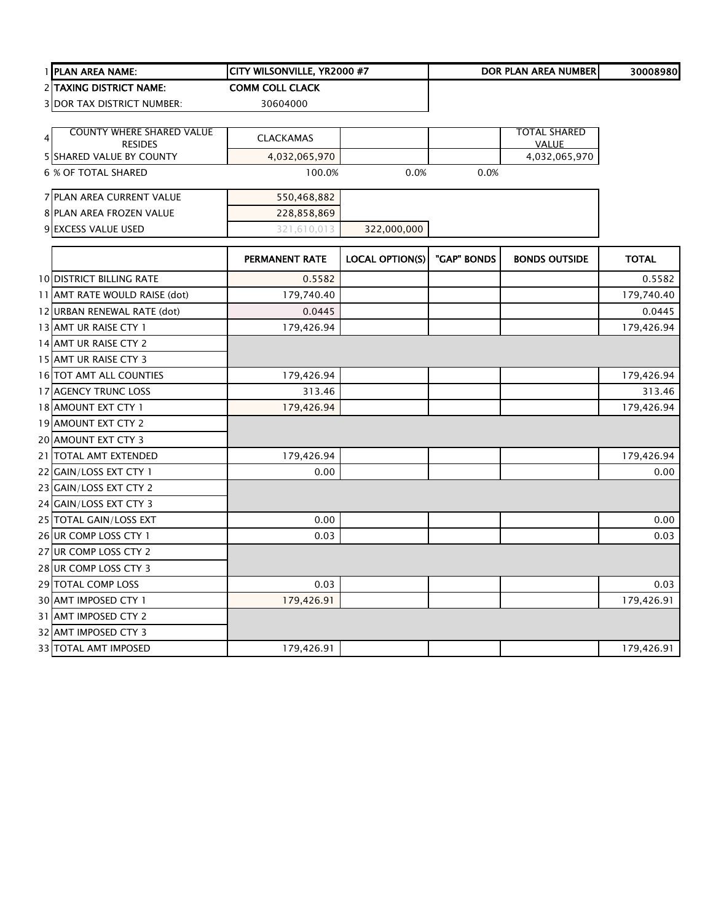| | | | | | |
|---|---|---|---|---|---|
| 1 | **PLAN AREA NAME:** | **CITY WILSONVILLE, YR2000 #7** | | **DOR PLAN AREA NUMBER** | **30008980** |
| 2 | **TAXING DISTRICT NAME:** | **COMM COLL CLACK** | | | |
| 3 | DOR TAX DISTRICT NUMBER: | 30604000 | | | |

| | | | | | |
|---|---|---|---|---|---|
| 4 | COUNTY WHERE SHARED VALUE RESIDES | CLACKAMAS | | | TOTAL SHARED VALUE |
| 5 | SHARED VALUE BY COUNTY | 4,032,065,970 | | | 4,032,065,970 |
| 6 | % OF TOTAL SHARED | 100.0% | 0.0% | 0.0% | |

| | | | |
|---|---|---|---|
| 7 | PLAN AREA CURRENT VALUE | 550,468,882 | |
| 8 | PLAN AREA FROZEN VALUE | 228,858,869 | |
| 9 | EXCESS VALUE USED | 321,610,013 | 322,000,000 |

| | | PERMANENT RATE | LOCAL OPTION(S) | "GAP" BONDS | BONDS OUTSIDE | TOTAL |
|---|---|---|---|---|---|---|
| 10 | DISTRICT BILLING RATE | 0.5582 | | | | 0.5582 |
| 11 | AMT RATE WOULD RAISE (dot) | 179,740.40 | | | | 179,740.40 |
| 12 | URBAN RENEWAL RATE (dot) | 0.0445 | | | | 0.0445 |
| 13 | AMT UR RAISE CTY 1 | 179,426.94 | | | | 179,426.94 |
| 14 | AMT UR RAISE CTY 2 | | | | | |
| 15 | AMT UR RAISE CTY 3 | | | | | |
| 16 | TOT AMT ALL COUNTIES | 179,426.94 | | | | 179,426.94 |
| 17 | AGENCY TRUNC LOSS | 313.46 | | | | 313.46 |
| 18 | AMOUNT EXT CTY 1 | 179,426.94 | | | | 179,426.94 |
| 19 | AMOUNT EXT CTY 2 | | | | | |
| 20 | AMOUNT EXT CTY 3 | | | | | |
| 21 | TOTAL AMT EXTENDED | 179,426.94 | | | | 179,426.94 |
| 22 | GAIN/LOSS EXT CTY 1 | 0.00 | | | | 0.00 |
| 23 | GAIN/LOSS EXT CTY 2 | | | | | |
| 24 | GAIN/LOSS EXT CTY 3 | | | | | |
| 25 | TOTAL GAIN/LOSS EXT | 0.00 | | | | 0.00 |
| 26 | UR COMP LOSS CTY 1 | 0.03 | | | | 0.03 |
| 27 | UR COMP LOSS CTY 2 | | | | | |
| 28 | UR COMP LOSS CTY 3 | | | | | |
| 29 | TOTAL COMP LOSS | 0.03 | | | | 0.03 |
| 30 | AMT IMPOSED CTY 1 | 179,426.91 | | | | 179,426.91 |
| 31 | AMT IMPOSED CTY 2 | | | | | |
| 32 | AMT IMPOSED CTY 3 | | | | | |
| 33 | TOTAL AMT IMPOSED | 179,426.91 | | | | 179,426.91 |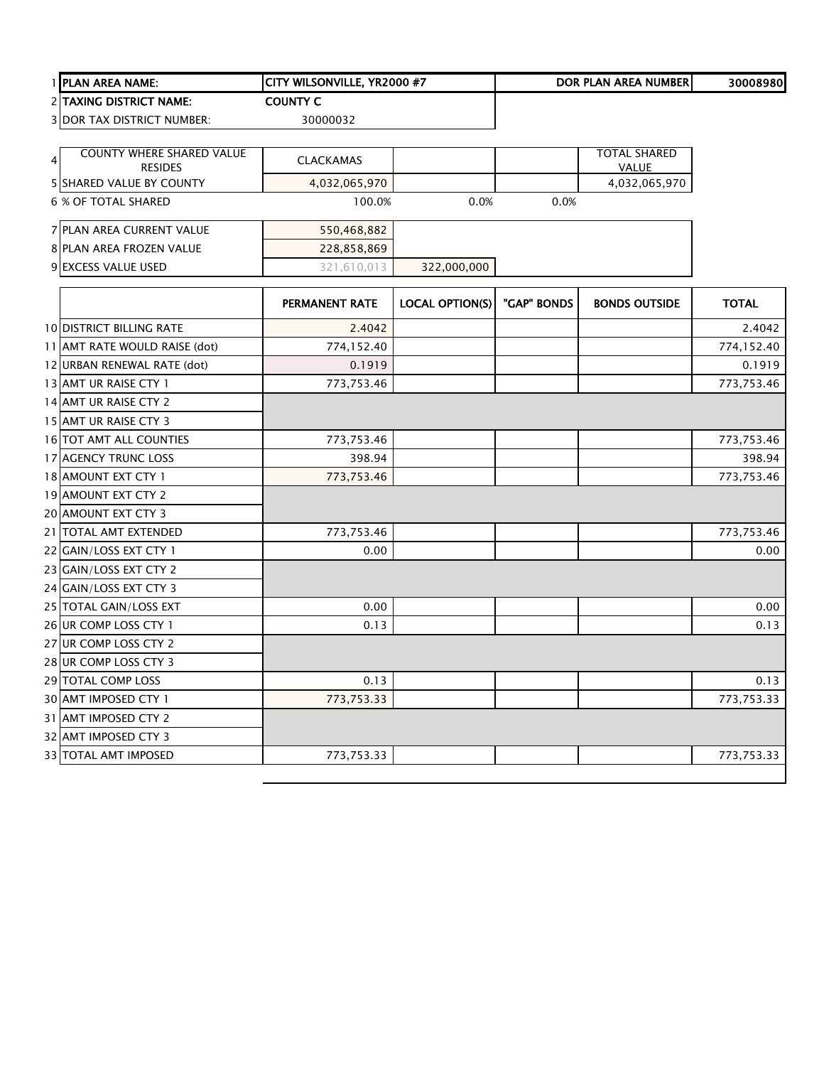| | | | | | |
|---|---|---|---|---|---|
| 1 | **PLAN AREA NAME:** | **CITY WILSONVILLE, YR2000 #7** | | **DOR PLAN AREA NUMBER** | **30008980** |
| 2 | **TAXING DISTRICT NAME:** | **COUNTY C** | | | |
| 3 | DOR TAX DISTRICT NUMBER: | 30000032 | | | |

| | | | | | |
|---|---|---|---|---|---|
| 4 | COUNTY WHERE SHARED VALUE RESIDES | CLACKAMAS | | | TOTAL SHARED VALUE |
| 5 | SHARED VALUE BY COUNTY | 4,032,065,970 | | | 4,032,065,970 |
| 6 | % OF TOTAL SHARED | 100.0% | 0.0% | 0.0% | |

| | | | |
|---|---|---|---|
| 7 | PLAN AREA CURRENT VALUE | 550,468,882 | |
| 8 | PLAN AREA FROZEN VALUE | 228,858,869 | |
| 9 | EXCESS VALUE USED | 321,610,013 | 322,000,000 |

| | | PERMANENT RATE | LOCAL OPTION(S) | "GAP" BONDS | BONDS OUTSIDE | TOTAL |
|---|---|---|---|---|---|---|
| 10 | DISTRICT BILLING RATE | 2.4042 | | | | 2.4042 |
| 11 | AMT RATE WOULD RAISE (dot) | 774,152.40 | | | | 774,152.40 |
| 12 | URBAN RENEWAL RATE (dot) | 0.1919 | | | | 0.1919 |
| 13 | AMT UR RAISE CTY 1 | 773,753.46 | | | | 773,753.46 |
| 14 | AMT UR RAISE CTY 2 | | | | | |
| 15 | AMT UR RAISE CTY 3 | | | | | |
| 16 | TOT AMT ALL COUNTIES | 773,753.46 | | | | 773,753.46 |
| 17 | AGENCY TRUNC LOSS | 398.94 | | | | 398.94 |
| 18 | AMOUNT EXT CTY 1 | 773,753.46 | | | | 773,753.46 |
| 19 | AMOUNT EXT CTY 2 | | | | | |
| 20 | AMOUNT EXT CTY 3 | | | | | |
| 21 | TOTAL AMT EXTENDED | 773,753.46 | | | | 773,753.46 |
| 22 | GAIN/LOSS EXT CTY 1 | 0.00 | | | | 0.00 |
| 23 | GAIN/LOSS EXT CTY 2 | | | | | |
| 24 | GAIN/LOSS EXT CTY 3 | | | | | |
| 25 | TOTAL GAIN/LOSS EXT | 0.00 | | | | 0.00 |
| 26 | UR COMP LOSS CTY 1 | 0.13 | | | | 0.13 |
| 27 | UR COMP LOSS CTY 2 | | | | | |
| 28 | UR COMP LOSS CTY 3 | | | | | |
| 29 | TOTAL COMP LOSS | 0.13 | | | | 0.13 |
| 30 | AMT IMPOSED CTY 1 | 773,753.33 | | | | 773,753.33 |
| 31 | AMT IMPOSED CTY 2 | | | | | |
| 32 | AMT IMPOSED CTY 3 | | | | | |
| 33 | TOTAL AMT IMPOSED | 773,753.33 | | | | 773,753.33 |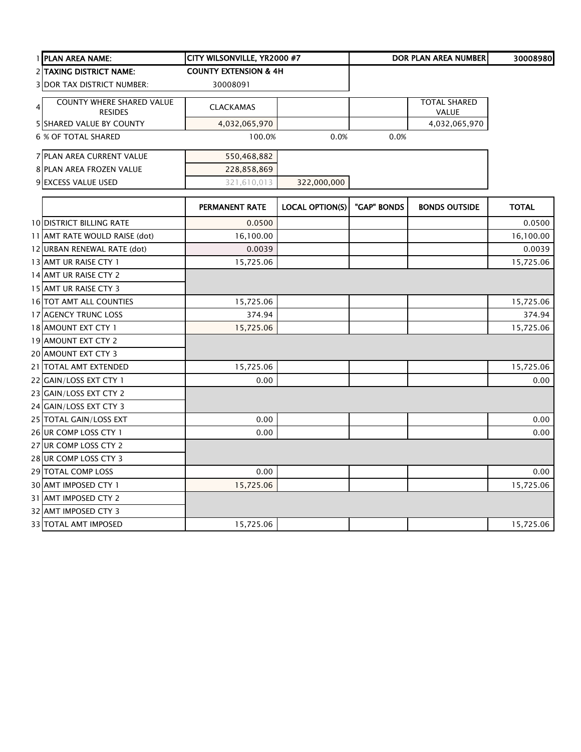| | | | | | | |
|---|---|---|---|---|---|---|
| 1 | **PLAN AREA NAME:** | **CITY WILSONVILLE, YR2000 #7** | | | **DOR PLAN AREA NUMBER** | **30008980** |
| 2 | **TAXING DISTRICT NAME:** | **COUNTY EXTENSION & 4H** | | | | |
| 3 | DOR TAX DISTRICT NUMBER: | 30008091 | | | | |
| 4 | COUNTY WHERE SHARED VALUE RESIDES | CLACKAMAS | | | TOTAL SHARED VALUE | |
| 5 | SHARED VALUE BY COUNTY | 4,032,065,970 | | | 4,032,065,970 | |
| 6 | % OF TOTAL SHARED | 100.0% | 0.0% | 0.0% | | |
| 7 | PLAN AREA CURRENT VALUE | 550,468,882 | | | | |
| 8 | PLAN AREA FROZEN VALUE | 228,858,869 | | | | |
| 9 | EXCESS VALUE USED | 321,610,013 | 322,000,000 | | | |

| | | PERMANENT RATE | LOCAL OPTION(S) | "GAP" BONDS | BONDS OUTSIDE | TOTAL |
|---|---|---|---|---|---|---|
| 10 | DISTRICT BILLING RATE | 0.0500 | | | | 0.0500 |
| 11 | AMT RATE WOULD RAISE (dot) | 16,100.00 | | | | 16,100.00 |
| 12 | URBAN RENEWAL RATE (dot) | 0.0039 | | | | 0.0039 |
| 13 | AMT UR RAISE CTY 1 | 15,725.06 | | | | 15,725.06 |
| 14 | AMT UR RAISE CTY 2 | | | | | |
| 15 | AMT UR RAISE CTY 3 | | | | | |
| 16 | TOT AMT ALL COUNTIES | 15,725.06 | | | | 15,725.06 |
| 17 | AGENCY TRUNC LOSS | 374.94 | | | | 374.94 |
| 18 | AMOUNT EXT CTY 1 | 15,725.06 | | | | 15,725.06 |
| 19 | AMOUNT EXT CTY 2 | | | | | |
| 20 | AMOUNT EXT CTY 3 | | | | | |
| 21 | TOTAL AMT EXTENDED | 15,725.06 | | | | 15,725.06 |
| 22 | GAIN/LOSS EXT CTY 1 | 0.00 | | | | 0.00 |
| 23 | GAIN/LOSS EXT CTY 2 | | | | | |
| 24 | GAIN/LOSS EXT CTY 3 | | | | | |
| 25 | TOTAL GAIN/LOSS EXT | 0.00 | | | | 0.00 |
| 26 | UR COMP LOSS CTY 1 | 0.00 | | | | 0.00 |
| 27 | UR COMP LOSS CTY 2 | | | | | |
| 28 | UR COMP LOSS CTY 3 | | | | | |
| 29 | TOTAL COMP LOSS | 0.00 | | | | 0.00 |
| 30 | AMT IMPOSED CTY 1 | 15,725.06 | | | | 15,725.06 |
| 31 | AMT IMPOSED CTY 2 | | | | | |
| 32 | AMT IMPOSED CTY 3 | | | | | |
| 33 | TOTAL AMT IMPOSED | 15,725.06 | | | | 15,725.06 |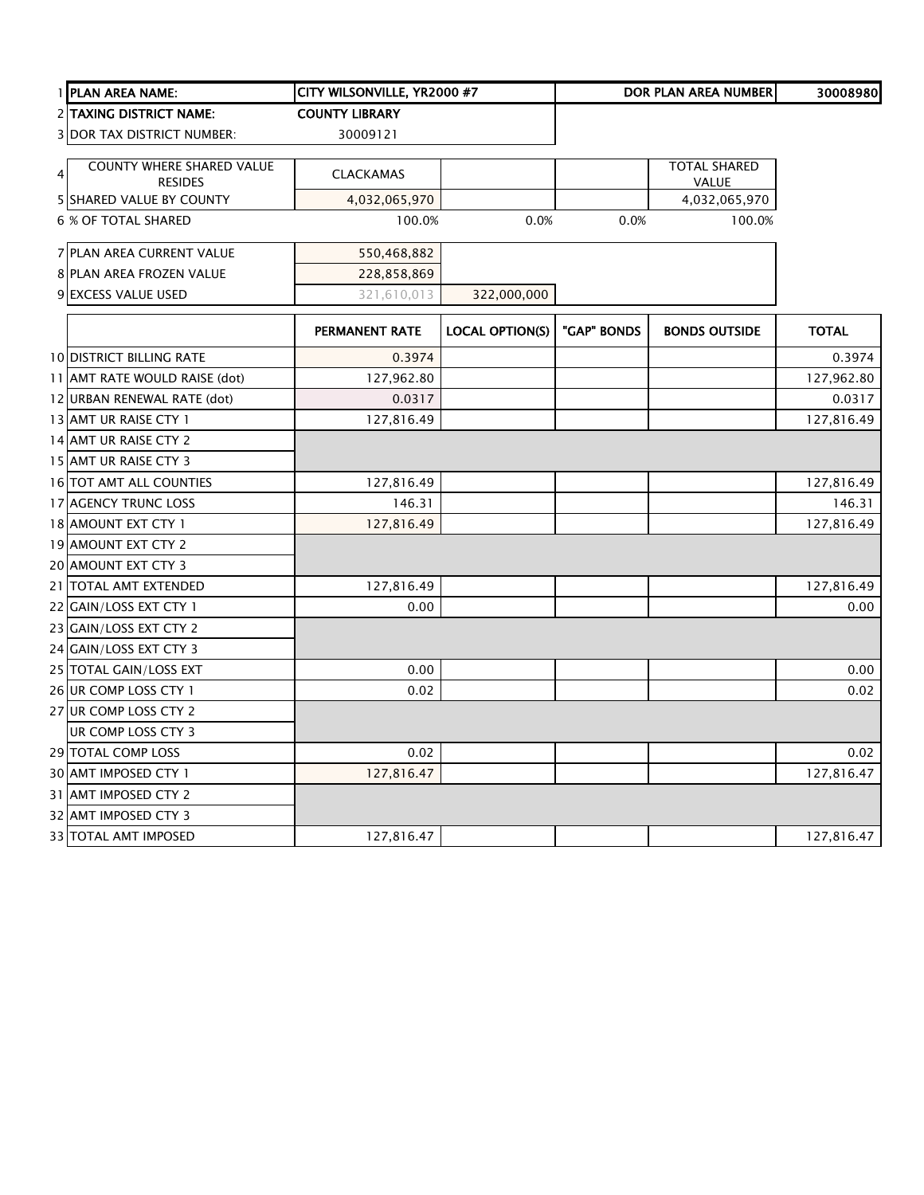| | | | | | | |
|---|---|---|---|---|---|---|
| 1 | **PLAN AREA NAME:** | **CITY WILSONVILLE, YR2000 #7** | | | **DOR PLAN AREA NUMBER** | **30008980** |
| 2 | **TAXING DISTRICT NAME:** | **COUNTY LIBRARY** | | | | |
| 3 | DOR TAX DISTRICT NUMBER: | 30009121 | | | | |
| 4 | COUNTY WHERE SHARED VALUE RESIDES | CLACKAMAS | | | TOTAL SHARED VALUE | |
| 5 | SHARED VALUE BY COUNTY | 4,032,065,970 | | | 4,032,065,970 | |
| 6 | % OF TOTAL SHARED | 100.0% | 0.0% | 0.0% | 100.0% | |
| 7 | PLAN AREA CURRENT VALUE | 550,468,882 | | | | |
| 8 | PLAN AREA FROZEN VALUE | 228,858,869 | | | | |
| 9 | EXCESS VALUE USED | 321,610,013 | 322,000,000 | | | |

| | | PERMANENT RATE | LOCAL OPTION(S) | "GAP" BONDS | BONDS OUTSIDE | TOTAL |
|---|---|---|---|---|---|---|
| 10 | DISTRICT BILLING RATE | 0.3974 | | | | 0.3974 |
| 11 | AMT RATE WOULD RAISE (dot) | 127,962.80 | | | | 127,962.80 |
| 12 | URBAN RENEWAL RATE (dot) | 0.0317 | | | | 0.0317 |
| 13 | AMT UR RAISE CTY 1 | 127,816.49 | | | | 127,816.49 |
| 14 | AMT UR RAISE CTY 2 | | | | | |
| 15 | AMT UR RAISE CTY 3 | | | | | |
| 16 | TOT AMT ALL COUNTIES | 127,816.49 | | | | 127,816.49 |
| 17 | AGENCY TRUNC LOSS | 146.31 | | | | 146.31 |
| 18 | AMOUNT EXT CTY 1 | 127,816.49 | | | | 127,816.49 |
| 19 | AMOUNT EXT CTY 2 | | | | | |
| 20 | AMOUNT EXT CTY 3 | | | | | |
| 21 | TOTAL AMT EXTENDED | 127,816.49 | | | | 127,816.49 |
| 22 | GAIN/LOSS EXT CTY 1 | 0.00 | | | | 0.00 |
| 23 | GAIN/LOSS EXT CTY 2 | | | | | |
| 24 | GAIN/LOSS EXT CTY 3 | | | | | |
| 25 | TOTAL GAIN/LOSS EXT | 0.00 | | | | 0.00 |
| 26 | UR COMP LOSS CTY 1 | 0.02 | | | | 0.02 |
| 27 | UR COMP LOSS CTY 2 | | | | | |
| | UR COMP LOSS CTY 3 | | | | | |
| 29 | TOTAL COMP LOSS | 0.02 | | | | 0.02 |
| 30 | AMT IMPOSED CTY 1 | 127,816.47 | | | | 127,816.47 |
| 31 | AMT IMPOSED CTY 2 | | | | | |
| 32 | AMT IMPOSED CTY 3 | | | | | |
| 33 | TOTAL AMT IMPOSED | 127,816.47 | | | | 127,816.47 |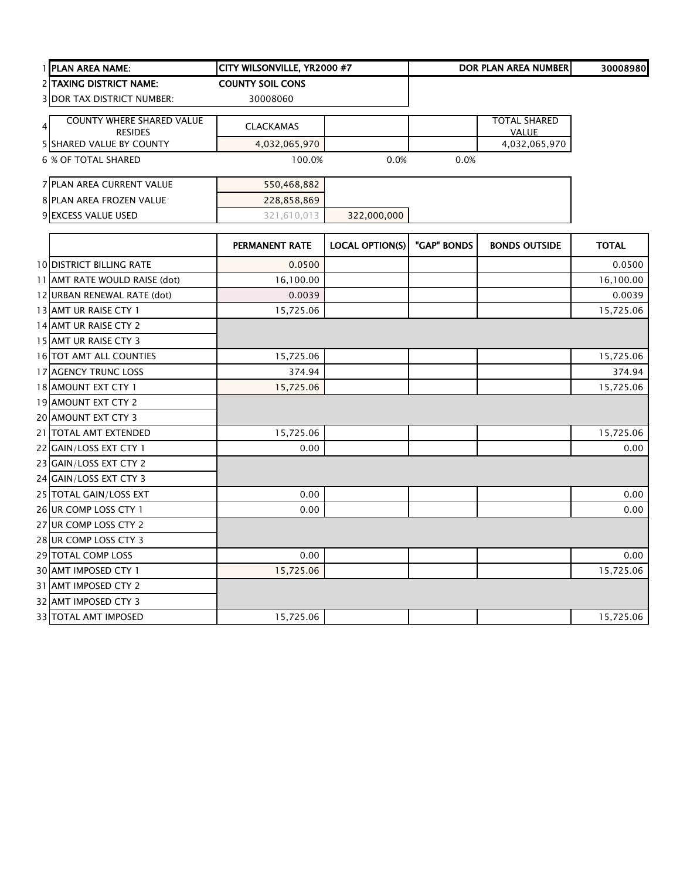| | | | | | | |
|---|---|---|---|---|---|---|
| 1 | **PLAN AREA NAME:** | **CITY WILSONVILLE, YR2000 #7** | | | **DOR PLAN AREA NUMBER** | **30008980** |
| 2 | **TAXING DISTRICT NAME:** | **COUNTY SOIL CONS** | | | | |
| 3 | DOR TAX DISTRICT NUMBER: | 30008060 | | | | |
| 4 | COUNTY WHERE SHARED VALUE RESIDES | CLACKAMAS | | | TOTAL SHARED VALUE | |
| 5 | SHARED VALUE BY COUNTY | 4,032,065,970 | | | 4,032,065,970 | |
| 6 | % OF TOTAL SHARED | 100.0% | 0.0% | 0.0% | | |
| 7 | PLAN AREA CURRENT VALUE | 550,468,882 | | | | |
| 8 | PLAN AREA FROZEN VALUE | 228,858,869 | | | | |
| 9 | EXCESS VALUE USED | 321,610,013 | 322,000,000 | | | |

| | | PERMANENT RATE | LOCAL OPTION(S) | "GAP" BONDS | BONDS OUTSIDE | TOTAL |
|---|---|---|---|---|---|---|
| 10 | DISTRICT BILLING RATE | 0.0500 | | | | 0.0500 |
| 11 | AMT RATE WOULD RAISE (dot) | 16,100.00 | | | | 16,100.00 |
| 12 | URBAN RENEWAL RATE (dot) | 0.0039 | | | | 0.0039 |
| 13 | AMT UR RAISE CTY 1 | 15,725.06 | | | | 15,725.06 |
| 14 | AMT UR RAISE CTY 2 | | | | | |
| 15 | AMT UR RAISE CTY 3 | | | | | |
| 16 | TOT AMT ALL COUNTIES | 15,725.06 | | | | 15,725.06 |
| 17 | AGENCY TRUNC LOSS | 374.94 | | | | 374.94 |
| 18 | AMOUNT EXT CTY 1 | 15,725.06 | | | | 15,725.06 |
| 19 | AMOUNT EXT CTY 2 | | | | | |
| 20 | AMOUNT EXT CTY 3 | | | | | |
| 21 | TOTAL AMT EXTENDED | 15,725.06 | | | | 15,725.06 |
| 22 | GAIN/LOSS EXT CTY 1 | 0.00 | | | | 0.00 |
| 23 | GAIN/LOSS EXT CTY 2 | | | | | |
| 24 | GAIN/LOSS EXT CTY 3 | | | | | |
| 25 | TOTAL GAIN/LOSS EXT | 0.00 | | | | 0.00 |
| 26 | UR COMP LOSS CTY 1 | 0.00 | | | | 0.00 |
| 27 | UR COMP LOSS CTY 2 | | | | | |
| 28 | UR COMP LOSS CTY 3 | | | | | |
| 29 | TOTAL COMP LOSS | 0.00 | | | | 0.00 |
| 30 | AMT IMPOSED CTY 1 | 15,725.06 | | | | 15,725.06 |
| 31 | AMT IMPOSED CTY 2 | | | | | |
| 32 | AMT IMPOSED CTY 3 | | | | | |
| 33 | TOTAL AMT IMPOSED | 15,725.06 | | | | 15,725.06 |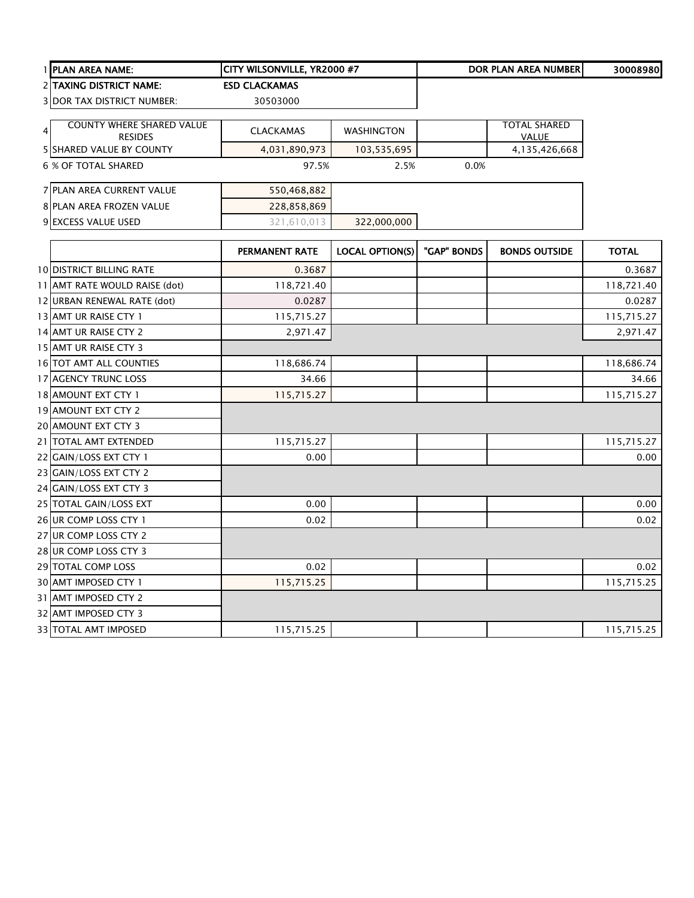| | | | | | |
|---|---|---|---|---|---|
| 1 | PLAN AREA NAME: | CITY WILSONVILLE, YR2000 #7 | | DOR PLAN AREA NUMBER | 30008980 |
| 2 | TAXING DISTRICT NAME: | ESD CLACKAMAS | | | |
| 3 | DOR TAX DISTRICT NUMBER: | 30503000 | | | |

| | | | | | |
|---|---|---|---|---|---|
| 4 | COUNTY WHERE SHARED VALUE RESIDES | CLACKAMAS | WASHINGTON | | TOTAL SHARED VALUE |
| 5 | SHARED VALUE BY COUNTY | 4,031,890,973 | 103,535,695 | | 4,135,426,668 |
| 6 | % OF TOTAL SHARED | 97.5% | 2.5% | 0.0% | |

| | | | |
|---|---|---|---|
| 7 | PLAN AREA CURRENT VALUE | 550,468,882 | |
| 8 | PLAN AREA FROZEN VALUE | 228,858,869 | |
| 9 | EXCESS VALUE USED | 321,610,013 | 322,000,000 |

| | | PERMANENT RATE | LOCAL OPTION(S) | "GAP" BONDS | BONDS OUTSIDE | TOTAL |
|---|---|---|---|---|---|---|
| 10 | DISTRICT BILLING RATE | 0.3687 | | | | 0.3687 |
| 11 | AMT RATE WOULD RAISE (dot) | 118,721.40 | | | | 118,721.40 |
| 12 | URBAN RENEWAL RATE (dot) | 0.0287 | | | | 0.0287 |
| 13 | AMT UR RAISE CTY 1 | 115,715.27 | | | | 115,715.27 |
| 14 | AMT UR RAISE CTY 2 | 2,971.47 | | | | 2,971.47 |
| 15 | AMT UR RAISE CTY 3 | | | | | |
| 16 | TOT AMT ALL COUNTIES | 118,686.74 | | | | 118,686.74 |
| 17 | AGENCY TRUNC LOSS | 34.66 | | | | 34.66 |
| 18 | AMOUNT EXT CTY 1 | 115,715.27 | | | | 115,715.27 |
| 19 | AMOUNT EXT CTY 2 | | | | | |
| 20 | AMOUNT EXT CTY 3 | | | | | |
| 21 | TOTAL AMT EXTENDED | 115,715.27 | | | | 115,715.27 |
| 22 | GAIN/LOSS EXT CTY 1 | 0.00 | | | | 0.00 |
| 23 | GAIN/LOSS EXT CTY 2 | | | | | |
| 24 | GAIN/LOSS EXT CTY 3 | | | | | |
| 25 | TOTAL GAIN/LOSS EXT | 0.00 | | | | 0.00 |
| 26 | UR COMP LOSS CTY 1 | 0.02 | | | | 0.02 |
| 27 | UR COMP LOSS CTY 2 | | | | | |
| 28 | UR COMP LOSS CTY 3 | | | | | |
| 29 | TOTAL COMP LOSS | 0.02 | | | | 0.02 |
| 30 | AMT IMPOSED CTY 1 | 115,715.25 | | | | 115,715.25 |
| 31 | AMT IMPOSED CTY 2 | | | | | |
| 32 | AMT IMPOSED CTY 3 | | | | | |
| 33 | TOTAL AMT IMPOSED | 115,715.25 | | | | 115,715.25 |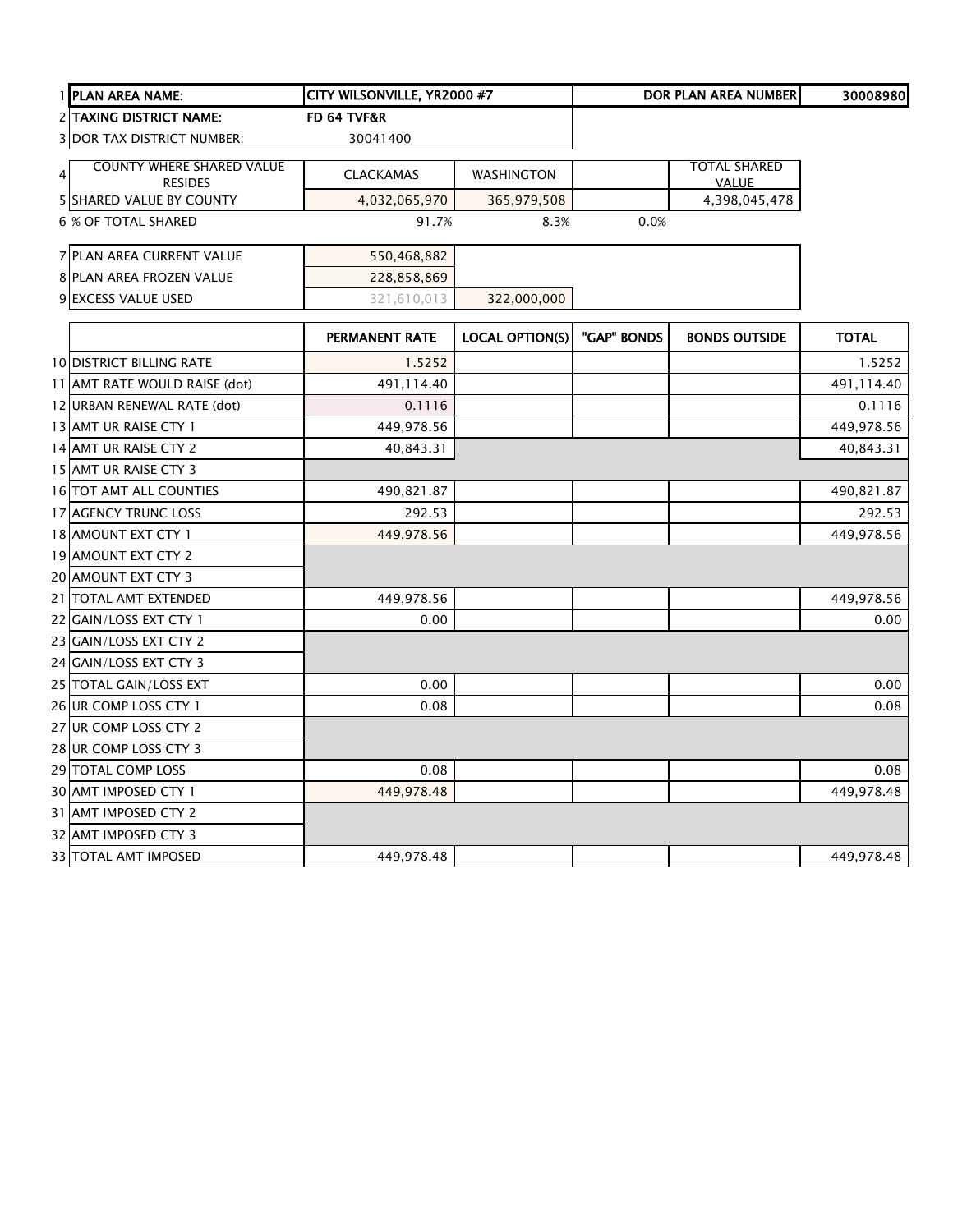| | | | | | | |
|---|---|---|---|---|---|---|
| 1 | **PLAN AREA NAME:** | **CITY WILSONVILLE, YR2000 #7** | | | **DOR PLAN AREA NUMBER** | **30008980** |
| 2 | **TAXING DISTRICT NAME:** | **FD 64 TVF&R** | | | | |
| 3 | DOR TAX DISTRICT NUMBER: | 30041400 | | | | |
| 4 | COUNTY WHERE SHARED VALUE RESIDES | CLACKAMAS | WASHINGTON | | TOTAL SHARED VALUE | |
| 5 | SHARED VALUE BY COUNTY | 4,032,065,970 | 365,979,508 | | 4,398,045,478 | |
| 6 | % OF TOTAL SHARED | 91.7% | 8.3% | 0.0% | | |
| 7 | PLAN AREA CURRENT VALUE | 550,468,882 | | | | |
| 8 | PLAN AREA FROZEN VALUE | 228,858,869 | | | | |
| 9 | EXCESS VALUE USED | 321,610,013 | 322,000,000 | | | |

| | | PERMANENT RATE | LOCAL OPTION(S) | "GAP" BONDS | BONDS OUTSIDE | TOTAL |
|---|---|---|---|---|---|---|
| 10 | DISTRICT BILLING RATE | 1.5252 | | | | 1.5252 |
| 11 | AMT RATE WOULD RAISE (dot) | 491,114.40 | | | | 491,114.40 |
| 12 | URBAN RENEWAL RATE (dot) | 0.1116 | | | | 0.1116 |
| 13 | AMT UR RAISE CTY 1 | 449,978.56 | | | | 449,978.56 |
| 14 | AMT UR RAISE CTY 2 | 40,843.31 | | | | 40,843.31 |
| 15 | AMT UR RAISE CTY 3 | | | | | |
| 16 | TOT AMT ALL COUNTIES | 490,821.87 | | | | 490,821.87 |
| 17 | AGENCY TRUNC LOSS | 292.53 | | | | 292.53 |
| 18 | AMOUNT EXT CTY 1 | 449,978.56 | | | | 449,978.56 |
| 19 | AMOUNT EXT CTY 2 | | | | | |
| 20 | AMOUNT EXT CTY 3 | | | | | |
| 21 | TOTAL AMT EXTENDED | 449,978.56 | | | | 449,978.56 |
| 22 | GAIN/LOSS EXT CTY 1 | 0.00 | | | | 0.00 |
| 23 | GAIN/LOSS EXT CTY 2 | | | | | |
| 24 | GAIN/LOSS EXT CTY 3 | | | | | |
| 25 | TOTAL GAIN/LOSS EXT | 0.00 | | | | 0.00 |
| 26 | UR COMP LOSS CTY 1 | 0.08 | | | | 0.08 |
| 27 | UR COMP LOSS CTY 2 | | | | | |
| 28 | UR COMP LOSS CTY 3 | | | | | |
| 29 | TOTAL COMP LOSS | 0.08 | | | | 0.08 |
| 30 | AMT IMPOSED CTY 1 | 449,978.48 | | | | 449,978.48 |
| 31 | AMT IMPOSED CTY 2 | | | | | |
| 32 | AMT IMPOSED CTY 3 | | | | | |
| 33 | TOTAL AMT IMPOSED | 449,978.48 | | | | 449,978.48 |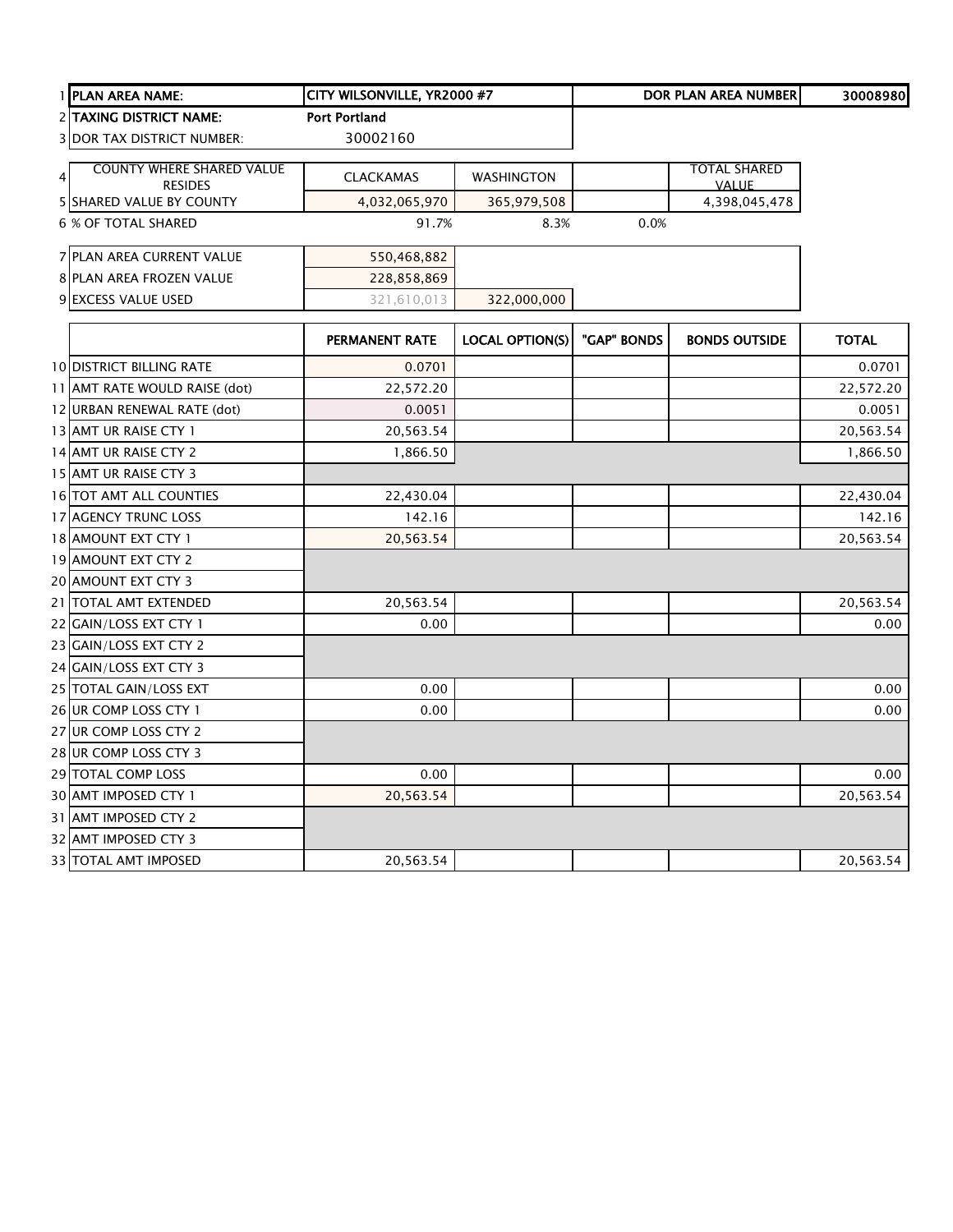| | | | | | | |
|---|---|---|---|---|---|---|
| 1 | **PLAN AREA NAME:** | **CITY WILSONVILLE, YR2000 #7** | | | **DOR PLAN AREA NUMBER** | **30008980** |
| 2 | **TAXING DISTRICT NAME:** | **Port Portland** | | | | |
| 3 | DOR TAX DISTRICT NUMBER: | 30002160 | | | | |
| 4 | COUNTY WHERE SHARED VALUE RESIDES | CLACKAMAS | WASHINGTON | | TOTAL SHARED VALUE | |
| 5 | SHARED VALUE BY COUNTY | 4,032,065,970 | 365,979,508 | | 4,398,045,478 | |
| 6 | % OF TOTAL SHARED | 91.7% | 8.3% | 0.0% | | |
| 7 | PLAN AREA CURRENT VALUE | 550,468,882 | | | | |
| 8 | PLAN AREA FROZEN VALUE | 228,858,869 | | | | |
| 9 | EXCESS VALUE USED | 321,610,013 | 322,000,000 | | | |

| | | PERMANENT RATE | LOCAL OPTION(S) | "GAP" BONDS | BONDS OUTSIDE | TOTAL |
|---|---|---|---|---|---|---|
| 10 | DISTRICT BILLING RATE | 0.0701 | | | | 0.0701 |
| 11 | AMT RATE WOULD RAISE (dot) | 22,572.20 | | | | 22,572.20 |
| 12 | URBAN RENEWAL RATE (dot) | 0.0051 | | | | 0.0051 |
| 13 | AMT UR RAISE CTY 1 | 20,563.54 | | | | 20,563.54 |
| 14 | AMT UR RAISE CTY 2 | 1,866.50 | | | | 1,866.50 |
| 15 | AMT UR RAISE CTY 3 | | | | | |
| 16 | TOT AMT ALL COUNTIES | 22,430.04 | | | | 22,430.04 |
| 17 | AGENCY TRUNC LOSS | 142.16 | | | | 142.16 |
| 18 | AMOUNT EXT CTY 1 | 20,563.54 | | | | 20,563.54 |
| 19 | AMOUNT EXT CTY 2 | | | | | |
| 20 | AMOUNT EXT CTY 3 | | | | | |
| 21 | TOTAL AMT EXTENDED | 20,563.54 | | | | 20,563.54 |
| 22 | GAIN/LOSS EXT CTY 1 | 0.00 | | | | 0.00 |
| 23 | GAIN/LOSS EXT CTY 2 | | | | | |
| 24 | GAIN/LOSS EXT CTY 3 | | | | | |
| 25 | TOTAL GAIN/LOSS EXT | 0.00 | | | | 0.00 |
| 26 | UR COMP LOSS CTY 1 | 0.00 | | | | 0.00 |
| 27 | UR COMP LOSS CTY 2 | | | | | |
| 28 | UR COMP LOSS CTY 3 | | | | | |
| 29 | TOTAL COMP LOSS | 0.00 | | | | 0.00 |
| 30 | AMT IMPOSED CTY 1 | 20,563.54 | | | | 20,563.54 |
| 31 | AMT IMPOSED CTY 2 | | | | | |
| 32 | AMT IMPOSED CTY 3 | | | | | |
| 33 | TOTAL AMT IMPOSED | 20,563.54 | | | | 20,563.54 |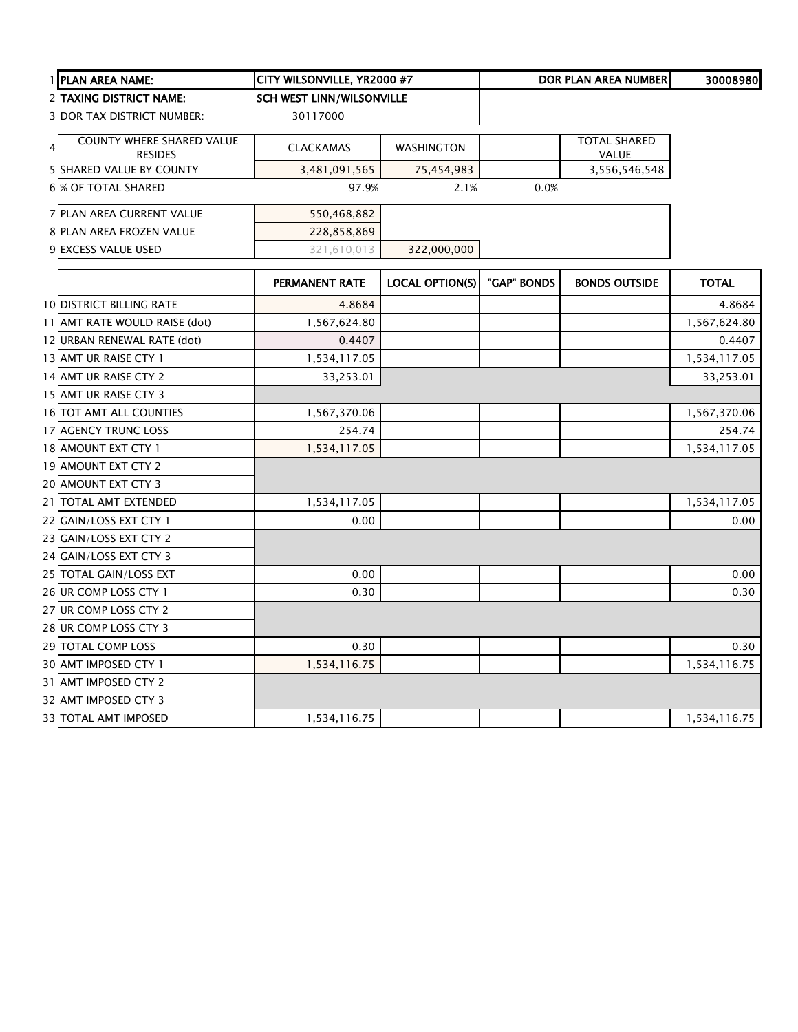| | | | | | | |
|---|---|---|---|---|---|---|
| 1 | **PLAN AREA NAME:** | **CITY WILSONVILLE, YR2000 #7** | | | **DOR PLAN AREA NUMBER** | **30008980** |
| 2 | **TAXING DISTRICT NAME:** | **SCH WEST LINN/WILSONVILLE** | | | | |
| 3 | DOR TAX DISTRICT NUMBER: | 30117000 | | | | |
| 4 | COUNTY WHERE SHARED VALUE RESIDES | CLACKAMAS | WASHINGTON | | TOTAL SHARED VALUE | |
| 5 | SHARED VALUE BY COUNTY | 3,481,091,565 | 75,454,983 | | 3,556,546,548 | |
| 6 | % OF TOTAL SHARED | 97.9% | 2.1% | 0.0% | | |
| 7 | PLAN AREA CURRENT VALUE | 550,468,882 | | | | |
| 8 | PLAN AREA FROZEN VALUE | 228,858,869 | | | | |
| 9 | EXCESS VALUE USED | 321,610,013 | 322,000,000 | | | |

| | | PERMANENT RATE | LOCAL OPTION(S) | "GAP" BONDS | BONDS OUTSIDE | TOTAL |
|---|---|---|---|---|---|---|
| 10 | DISTRICT BILLING RATE | 4.8684 | | | | 4.8684 |
| 11 | AMT RATE WOULD RAISE (dot) | 1,567,624.80 | | | | 1,567,624.80 |
| 12 | URBAN RENEWAL RATE (dot) | 0.4407 | | | | 0.4407 |
| 13 | AMT UR RAISE CTY 1 | 1,534,117.05 | | | | 1,534,117.05 |
| 14 | AMT UR RAISE CTY 2 | 33,253.01 | | | | 33,253.01 |
| 15 | AMT UR RAISE CTY 3 | | | | | |
| 16 | TOT AMT ALL COUNTIES | 1,567,370.06 | | | | 1,567,370.06 |
| 17 | AGENCY TRUNC LOSS | 254.74 | | | | 254.74 |
| 18 | AMOUNT EXT CTY 1 | 1,534,117.05 | | | | 1,534,117.05 |
| 19 | AMOUNT EXT CTY 2 | | | | | |
| 20 | AMOUNT EXT CTY 3 | | | | | |
| 21 | TOTAL AMT EXTENDED | 1,534,117.05 | | | | 1,534,117.05 |
| 22 | GAIN/LOSS EXT CTY 1 | 0.00 | | | | 0.00 |
| 23 | GAIN/LOSS EXT CTY 2 | | | | | |
| 24 | GAIN/LOSS EXT CTY 3 | | | | | |
| 25 | TOTAL GAIN/LOSS EXT | 0.00 | | | | 0.00 |
| 26 | UR COMP LOSS CTY 1 | 0.30 | | | | 0.30 |
| 27 | UR COMP LOSS CTY 2 | | | | | |
| 28 | UR COMP LOSS CTY 3 | | | | | |
| 29 | TOTAL COMP LOSS | 0.30 | | | | 0.30 |
| 30 | AMT IMPOSED CTY 1 | 1,534,116.75 | | | | 1,534,116.75 |
| 31 | AMT IMPOSED CTY 2 | | | | | |
| 32 | AMT IMPOSED CTY 3 | | | | | |
| 33 | TOTAL AMT IMPOSED | 1,534,116.75 | | | | 1,534,116.75 |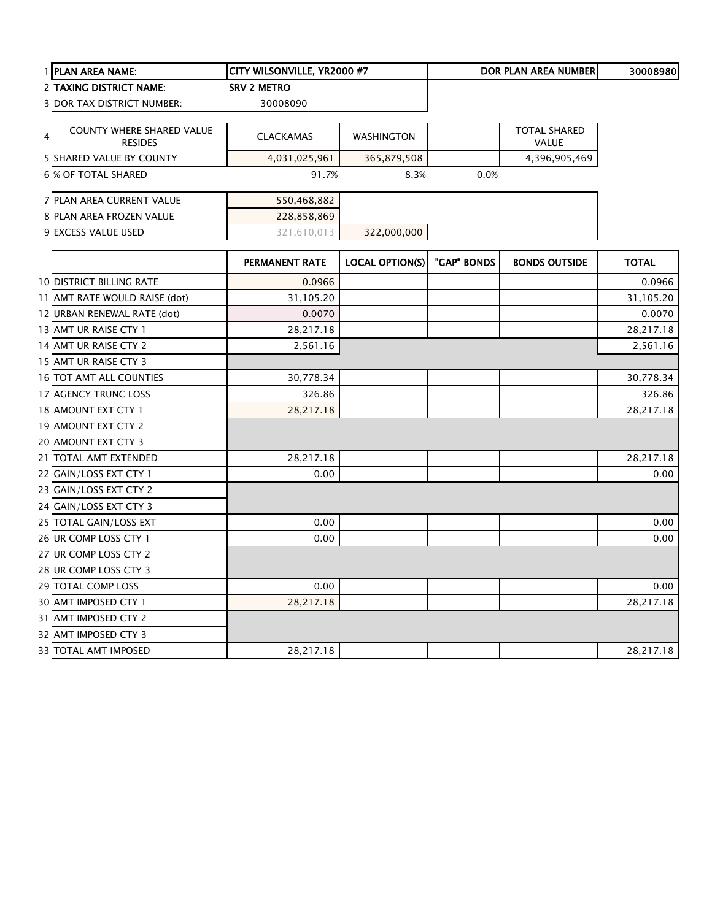| | | | | | |
|---|---|---|---|---|---|
| 1 | PLAN AREA NAME: | CITY WILSONVILLE, YR2000 #7 | | DOR PLAN AREA NUMBER | 30008980 |
| 2 | TAXING DISTRICT NAME: | SRV 2 METRO | | | |
| 3 | DOR TAX DISTRICT NUMBER: | 30008090 | | | |

| | | | | | |
|---|---|---|---|---|---|
| 4 | COUNTY WHERE SHARED VALUE RESIDES | CLACKAMAS | WASHINGTON | | TOTAL SHARED VALUE |
| 5 | SHARED VALUE BY COUNTY | 4,031,025,961 | 365,879,508 | | 4,396,905,469 |
| 6 | % OF TOTAL SHARED | 91.7% | 8.3% | 0.0% | |

| | | | |
|---|---|---|---|
| 7 | PLAN AREA CURRENT VALUE | 550,468,882 | |
| 8 | PLAN AREA FROZEN VALUE | 228,858,869 | |
| 9 | EXCESS VALUE USED | 321,610,013 | 322,000,000 |

| | | PERMANENT RATE | LOCAL OPTION(S) | "GAP" BONDS | BONDS OUTSIDE | TOTAL |
|---|---|---|---|---|---|---|
| 10 | DISTRICT BILLING RATE | 0.0966 | | | | 0.0966 |
| 11 | AMT RATE WOULD RAISE (dot) | 31,105.20 | | | | 31,105.20 |
| 12 | URBAN RENEWAL RATE (dot) | 0.0070 | | | | 0.0070 |
| 13 | AMT UR RAISE CTY 1 | 28,217.18 | | | | 28,217.18 |
| 14 | AMT UR RAISE CTY 2 | 2,561.16 | | | | 2,561.16 |
| 15 | AMT UR RAISE CTY 3 | | | | | |
| 16 | TOT AMT ALL COUNTIES | 30,778.34 | | | | 30,778.34 |
| 17 | AGENCY TRUNC LOSS | 326.86 | | | | 326.86 |
| 18 | AMOUNT EXT CTY 1 | 28,217.18 | | | | 28,217.18 |
| 19 | AMOUNT EXT CTY 2 | | | | | |
| 20 | AMOUNT EXT CTY 3 | | | | | |
| 21 | TOTAL AMT EXTENDED | 28,217.18 | | | | 28,217.18 |
| 22 | GAIN/LOSS EXT CTY 1 | 0.00 | | | | 0.00 |
| 23 | GAIN/LOSS EXT CTY 2 | | | | | |
| 24 | GAIN/LOSS EXT CTY 3 | | | | | |
| 25 | TOTAL GAIN/LOSS EXT | 0.00 | | | | 0.00 |
| 26 | UR COMP LOSS CTY 1 | 0.00 | | | | 0.00 |
| 27 | UR COMP LOSS CTY 2 | | | | | |
| 28 | UR COMP LOSS CTY 3 | | | | | |
| 29 | TOTAL COMP LOSS | 0.00 | | | | 0.00 |
| 30 | AMT IMPOSED CTY 1 | 28,217.18 | | | | 28,217.18 |
| 31 | AMT IMPOSED CTY 2 | | | | | |
| 32 | AMT IMPOSED CTY 3 | | | | | |
| 33 | TOTAL AMT IMPOSED | 28,217.18 | | | | 28,217.18 |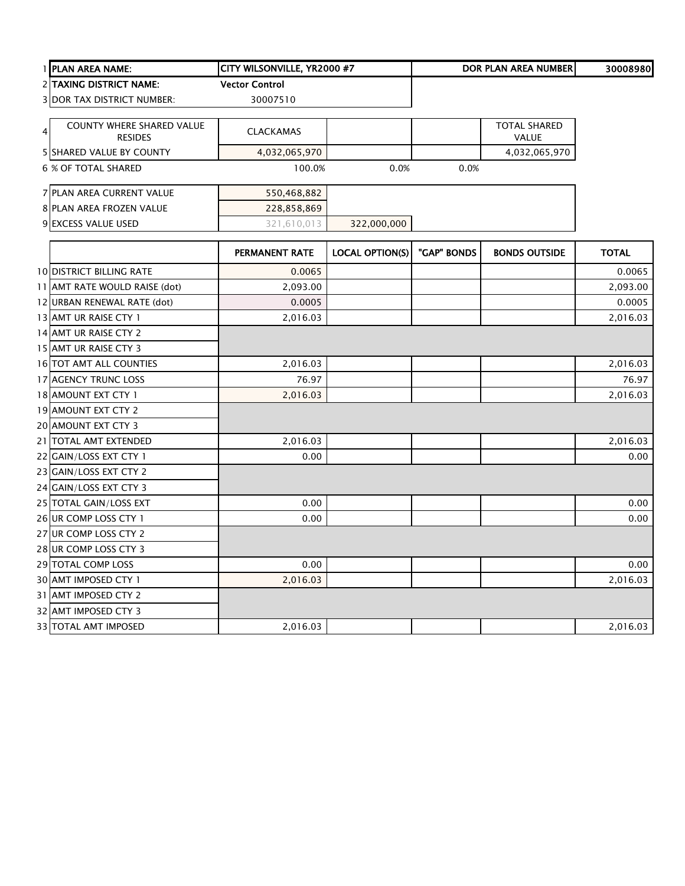| | | | | | | |
|---|---|---|---|---|---|---|
| 1 | PLAN AREA NAME: | CITY WILSONVILLE, YR2000 #7 | | | DOR PLAN AREA NUMBER | 30008980 |
| 2 | TAXING DISTRICT NAME: | Vector Control | | | | |
| 3 | DOR TAX DISTRICT NUMBER: | 30007510 | | | | |
| 4 | COUNTY WHERE SHARED VALUE RESIDES | CLACKAMAS | | | TOTAL SHARED VALUE | |
| 5 | SHARED VALUE BY COUNTY | 4,032,065,970 | | | 4,032,065,970 | |
| 6 | % OF TOTAL SHARED | 100.0% | 0.0% | 0.0% | | |
| 7 | PLAN AREA CURRENT VALUE | 550,468,882 | | | | |
| 8 | PLAN AREA FROZEN VALUE | 228,858,869 | | | | |
| 9 | EXCESS VALUE USED | 321,610,013 | 322,000,000 | | | |

| | | PERMANENT RATE | LOCAL OPTION(S) | "GAP" BONDS | BONDS OUTSIDE | TOTAL |
|---|---|---|---|---|---|---|
| 10 | DISTRICT BILLING RATE | 0.0065 | | | | 0.0065 |
| 11 | AMT RATE WOULD RAISE (dot) | 2,093.00 | | | | 2,093.00 |
| 12 | URBAN RENEWAL RATE (dot) | 0.0005 | | | | 0.0005 |
| 13 | AMT UR RAISE CTY 1 | 2,016.03 | | | | 2,016.03 |
| 14 | AMT UR RAISE CTY 2 | | | | | |
| 15 | AMT UR RAISE CTY 3 | | | | | |
| 16 | TOT AMT ALL COUNTIES | 2,016.03 | | | | 2,016.03 |
| 17 | AGENCY TRUNC LOSS | 76.97 | | | | 76.97 |
| 18 | AMOUNT EXT CTY 1 | 2,016.03 | | | | 2,016.03 |
| 19 | AMOUNT EXT CTY 2 | | | | | |
| 20 | AMOUNT EXT CTY 3 | | | | | |
| 21 | TOTAL AMT EXTENDED | 2,016.03 | | | | 2,016.03 |
| 22 | GAIN/LOSS EXT CTY 1 | 0.00 | | | | 0.00 |
| 23 | GAIN/LOSS EXT CTY 2 | | | | | |
| 24 | GAIN/LOSS EXT CTY 3 | | | | | |
| 25 | TOTAL GAIN/LOSS EXT | 0.00 | | | | 0.00 |
| 26 | UR COMP LOSS CTY 1 | 0.00 | | | | 0.00 |
| 27 | UR COMP LOSS CTY 2 | | | | | |
| 28 | UR COMP LOSS CTY 3 | | | | | |
| 29 | TOTAL COMP LOSS | 0.00 | | | | 0.00 |
| 30 | AMT IMPOSED CTY 1 | 2,016.03 | | | | 2,016.03 |
| 31 | AMT IMPOSED CTY 2 | | | | | |
| 32 | AMT IMPOSED CTY 3 | | | | | |
| 33 | TOTAL AMT IMPOSED | 2,016.03 | | | | 2,016.03 |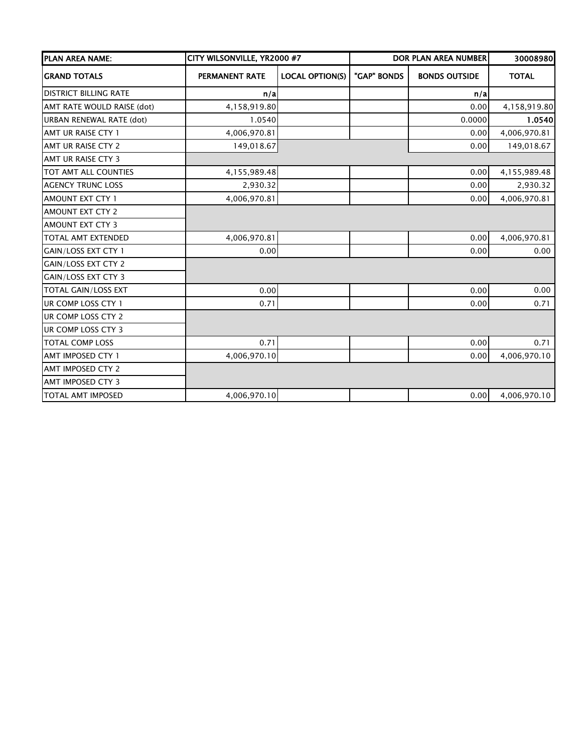| PLAN AREA NAME: | CITY WILSONVILLE, YR2000 #7 | | DOR PLAN AREA NUMBER | | 30008980 |
|---|---|---|---|---|---|
| **GRAND TOTALS** | **PERMANENT RATE** | **LOCAL OPTION(S)** | **"GAP" BONDS** | **BONDS OUTSIDE** | **TOTAL** |
| DISTRICT BILLING RATE | n/a | | | n/a | |
| AMT RATE WOULD RAISE (dot) | 4,158,919.80 | | | 0.00 | 4,158,919.80 |
| URBAN RENEWAL RATE (dot) | 1.0540 | | | 0.0000 | **1.0540** |
| AMT UR RAISE CTY 1 | 4,006,970.81 | | | 0.00 | 4,006,970.81 |
| AMT UR RAISE CTY 2 | 149,018.67 | | | 0.00 | 149,018.67 |
| AMT UR RAISE CTY 3 | | | | | |
| TOT AMT ALL COUNTIES | 4,155,989.48 | | | 0.00 | 4,155,989.48 |
| AGENCY TRUNC LOSS | 2,930.32 | | | 0.00 | 2,930.32 |
| AMOUNT EXT CTY 1 | 4,006,970.81 | | | 0.00 | 4,006,970.81 |
| AMOUNT EXT CTY 2 | | | | | |
| AMOUNT EXT CTY 3 | | | | | |
| TOTAL AMT EXTENDED | 4,006,970.81 | | | 0.00 | 4,006,970.81 |
| GAIN/LOSS EXT CTY 1 | 0.00 | | | 0.00 | 0.00 |
| GAIN/LOSS EXT CTY 2 | | | | | |
| GAIN/LOSS EXT CTY 3 | | | | | |
| TOTAL GAIN/LOSS EXT | 0.00 | | | 0.00 | 0.00 |
| UR COMP LOSS CTY 1 | 0.71 | | | 0.00 | 0.71 |
| UR COMP LOSS CTY 2 | | | | | |
| UR COMP LOSS CTY 3 | | | | | |
| TOTAL COMP LOSS | 0.71 | | | 0.00 | 0.71 |
| AMT IMPOSED CTY 1 | 4,006,970.10 | | | 0.00 | 4,006,970.10 |
| AMT IMPOSED CTY 2 | | | | | |
| AMT IMPOSED CTY 3 | | | | | |
| TOTAL AMT IMPOSED | 4,006,970.10 | | | 0.00 | 4,006,970.10 |